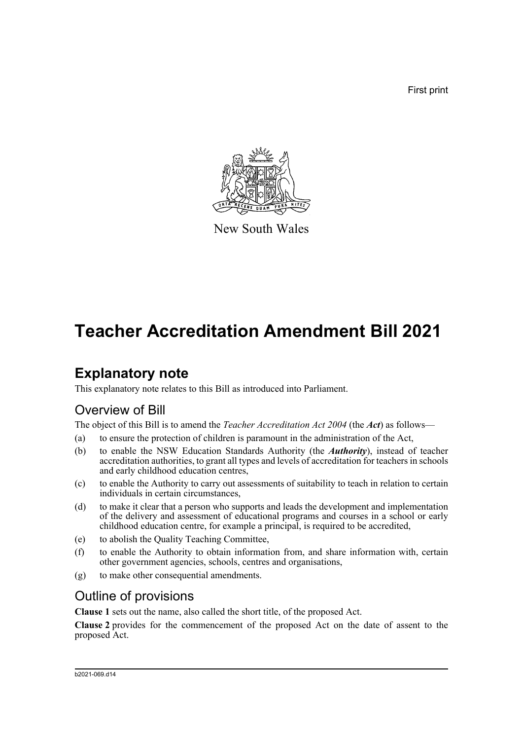First print

New South Wales

# Teacher Accreditation Amendment Bill 2021

## Explanatory note

This explanatory note relates to this Bill as introduced into Parliament.

### Overview of Bill

The object of this Bill is to amend the *Teacher Accreditation Act 2004* (the ***Act***) as follows—

(a) to ensure the protection of children is paramount in the administration of the Act,

(b) to enable the NSW Education Standards Authority (the ***Authority***), instead of teacher accreditation authorities, to grant all types and levels of accreditation for teachers in schools and early childhood education centres,

(c) to enable the Authority to carry out assessments of suitability to teach in relation to certain individuals in certain circumstances,

(d) to make it clear that a person who supports and leads the development and implementation of the delivery and assessment of educational programs and courses in a school or early childhood education centre, for example a principal, is required to be accredited,

(e) to abolish the Quality Teaching Committee,

(f) to enable the Authority to obtain information from, and share information with, certain other government agencies, schools, centres and organisations,

(g) to make other consequential amendments.

### Outline of provisions

**Clause 1** sets out the name, also called the short title, of the proposed Act.

**Clause 2** provides for the commencement of the proposed Act on the date of assent to the proposed Act.

b2021-069.d14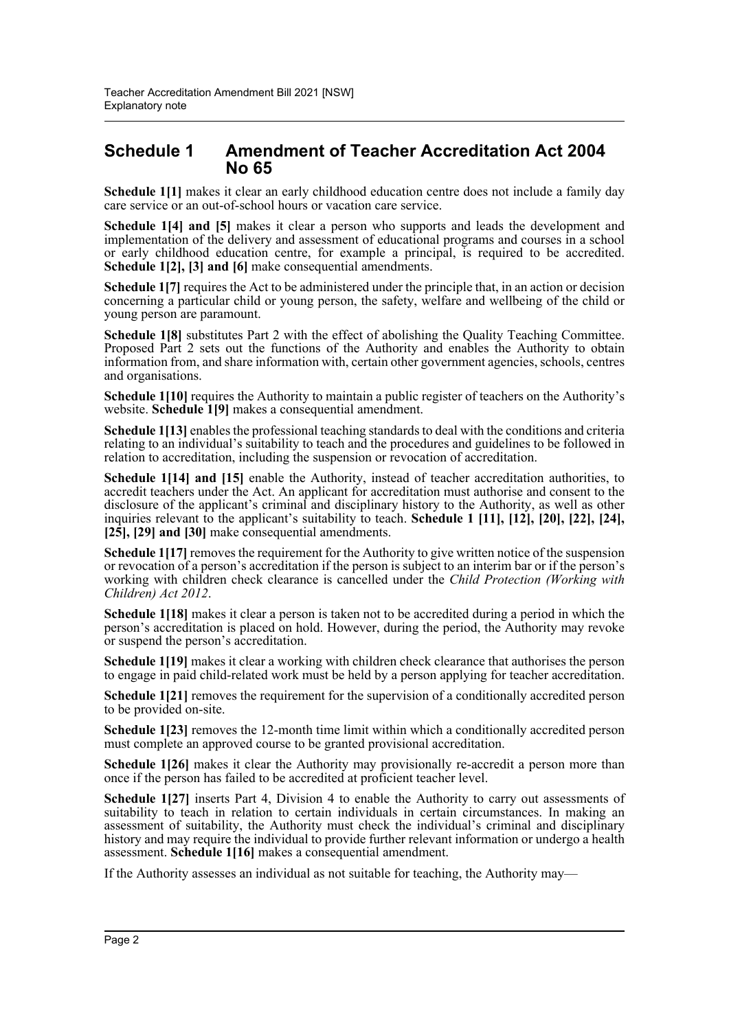## Schedule 1 Amendment of Teacher Accreditation Act 2004 No 65

**Schedule 1[1]** makes it clear an early childhood education centre does not include a family day care service or an out-of-school hours or vacation care service.

**Schedule 1[4] and [5]** makes it clear a person who supports and leads the development and implementation of the delivery and assessment of educational programs and courses in a school or early childhood education centre, for example a principal, is required to be accredited. **Schedule 1[2], [3] and [6]** make consequential amendments.

**Schedule 1[7]** requires the Act to be administered under the principle that, in an action or decision concerning a particular child or young person, the safety, welfare and wellbeing of the child or young person are paramount.

**Schedule 1[8]** substitutes Part 2 with the effect of abolishing the Quality Teaching Committee. Proposed Part 2 sets out the functions of the Authority and enables the Authority to obtain information from, and share information with, certain other government agencies, schools, centres and organisations.

**Schedule 1[10]** requires the Authority to maintain a public register of teachers on the Authority's website. **Schedule 1[9]** makes a consequential amendment.

**Schedule 1[13]** enables the professional teaching standards to deal with the conditions and criteria relating to an individual's suitability to teach and the procedures and guidelines to be followed in relation to accreditation, including the suspension or revocation of accreditation.

**Schedule 1[14] and [15]** enable the Authority, instead of teacher accreditation authorities, to accredit teachers under the Act. An applicant for accreditation must authorise and consent to the disclosure of the applicant's criminal and disciplinary history to the Authority, as well as other inquiries relevant to the applicant's suitability to teach. **Schedule 1 [11], [12], [20], [22], [24], [25], [29] and [30]** make consequential amendments.

**Schedule 1[17]** removes the requirement for the Authority to give written notice of the suspension or revocation of a person's accreditation if the person is subject to an interim bar or if the person's working with children check clearance is cancelled under the *Child Protection (Working with Children) Act 2012*.

**Schedule 1[18]** makes it clear a person is taken not to be accredited during a period in which the person's accreditation is placed on hold. However, during the period, the Authority may revoke or suspend the person's accreditation.

**Schedule 1[19]** makes it clear a working with children check clearance that authorises the person to engage in paid child-related work must be held by a person applying for teacher accreditation.

**Schedule 1[21]** removes the requirement for the supervision of a conditionally accredited person to be provided on-site.

**Schedule 1[23]** removes the 12-month time limit within which a conditionally accredited person must complete an approved course to be granted provisional accreditation.

**Schedule 1[26]** makes it clear the Authority may provisionally re-accredit a person more than once if the person has failed to be accredited at proficient teacher level.

**Schedule 1[27]** inserts Part 4, Division 4 to enable the Authority to carry out assessments of suitability to teach in relation to certain individuals in certain circumstances. In making an assessment of suitability, the Authority must check the individual's criminal and disciplinary history and may require the individual to provide further relevant information or undergo a health assessment. **Schedule 1[16]** makes a consequential amendment.

If the Authority assesses an individual as not suitable for teaching, the Authority may—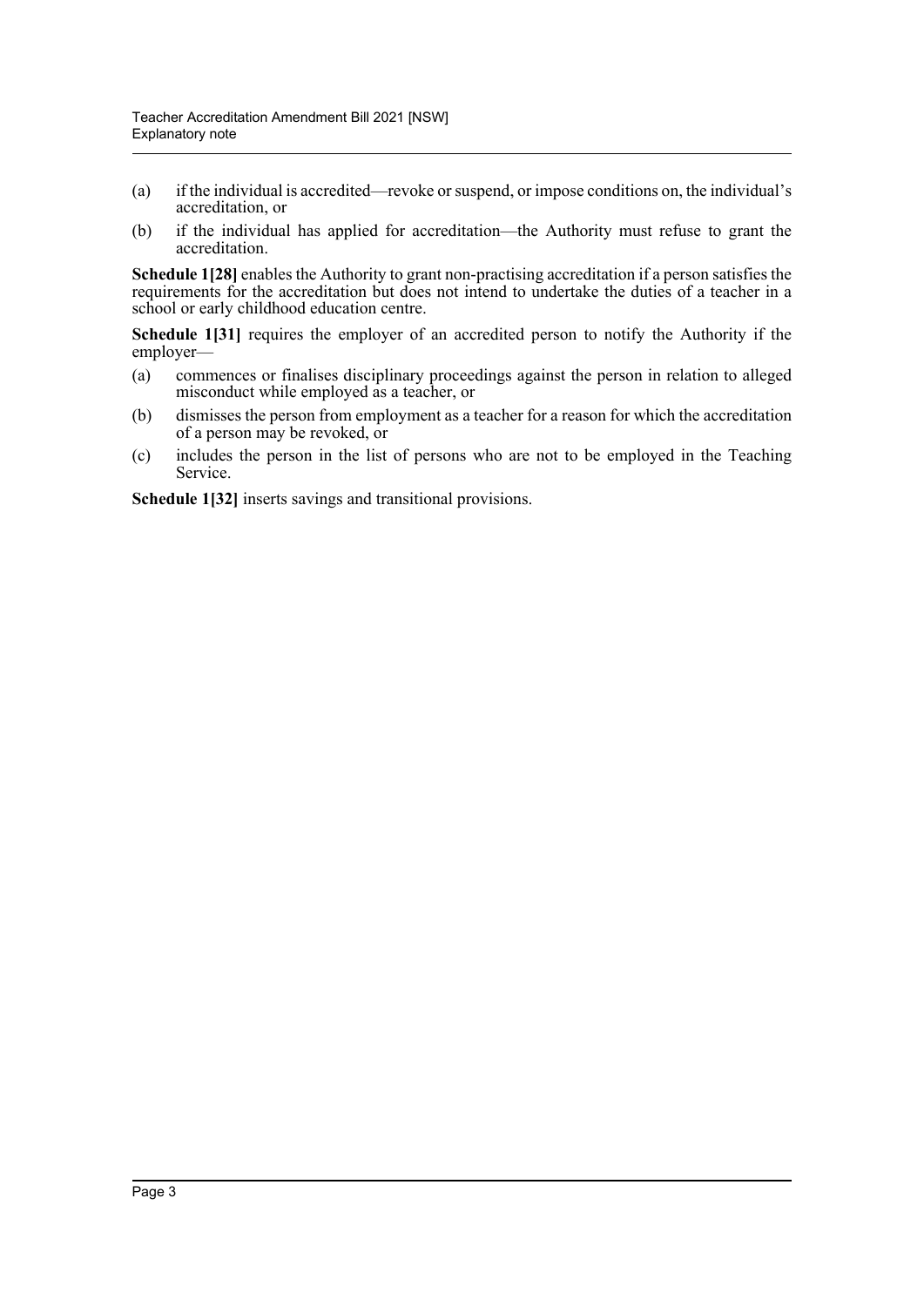(a) if the individual is accredited—revoke or suspend, or impose conditions on, the individual's accreditation, or

(b) if the individual has applied for accreditation—the Authority must refuse to grant the accreditation.

**Schedule 1[28]** enables the Authority to grant non-practising accreditation if a person satisfies the requirements for the accreditation but does not intend to undertake the duties of a teacher in a school or early childhood education centre.

**Schedule 1[31]** requires the employer of an accredited person to notify the Authority if the employer—

(a) commences or finalises disciplinary proceedings against the person in relation to alleged misconduct while employed as a teacher, or

(b) dismisses the person from employment as a teacher for a reason for which the accreditation of a person may be revoked, or

(c) includes the person in the list of persons who are not to be employed in the Teaching Service.

**Schedule 1[32]** inserts savings and transitional provisions.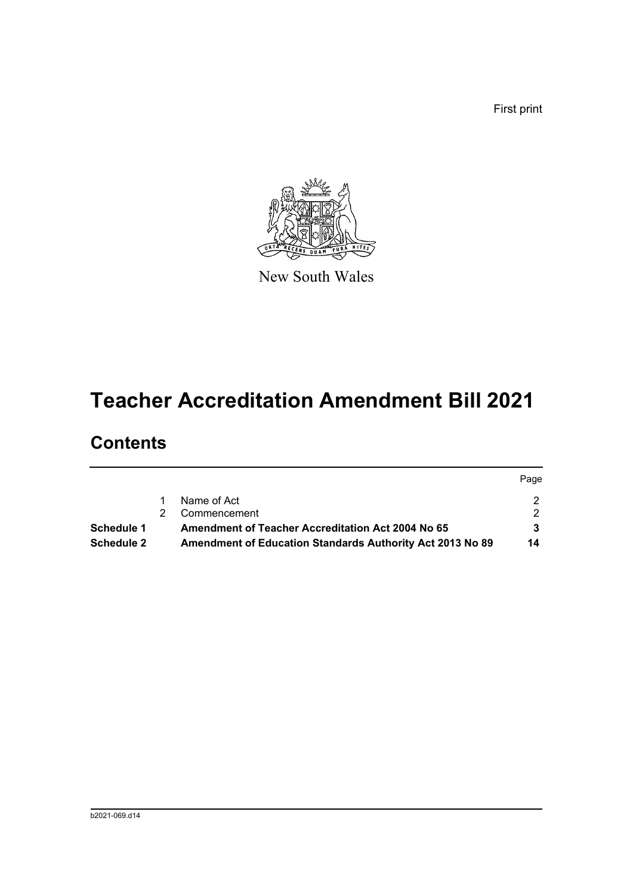First print

New South Wales

# Teacher Accreditation Amendment Bill 2021

## Contents

| | | | Page |
|---|---|---|---|
| | 1 | Name of Act | 2 |
| | 2 | Commencement | 2 |
| **Schedule 1** | | **Amendment of Teacher Accreditation Act 2004 No 65** | **3** |
| **Schedule 2** | | **Amendment of Education Standards Authority Act 2013 No 89** | **14** |

b2021-069.d14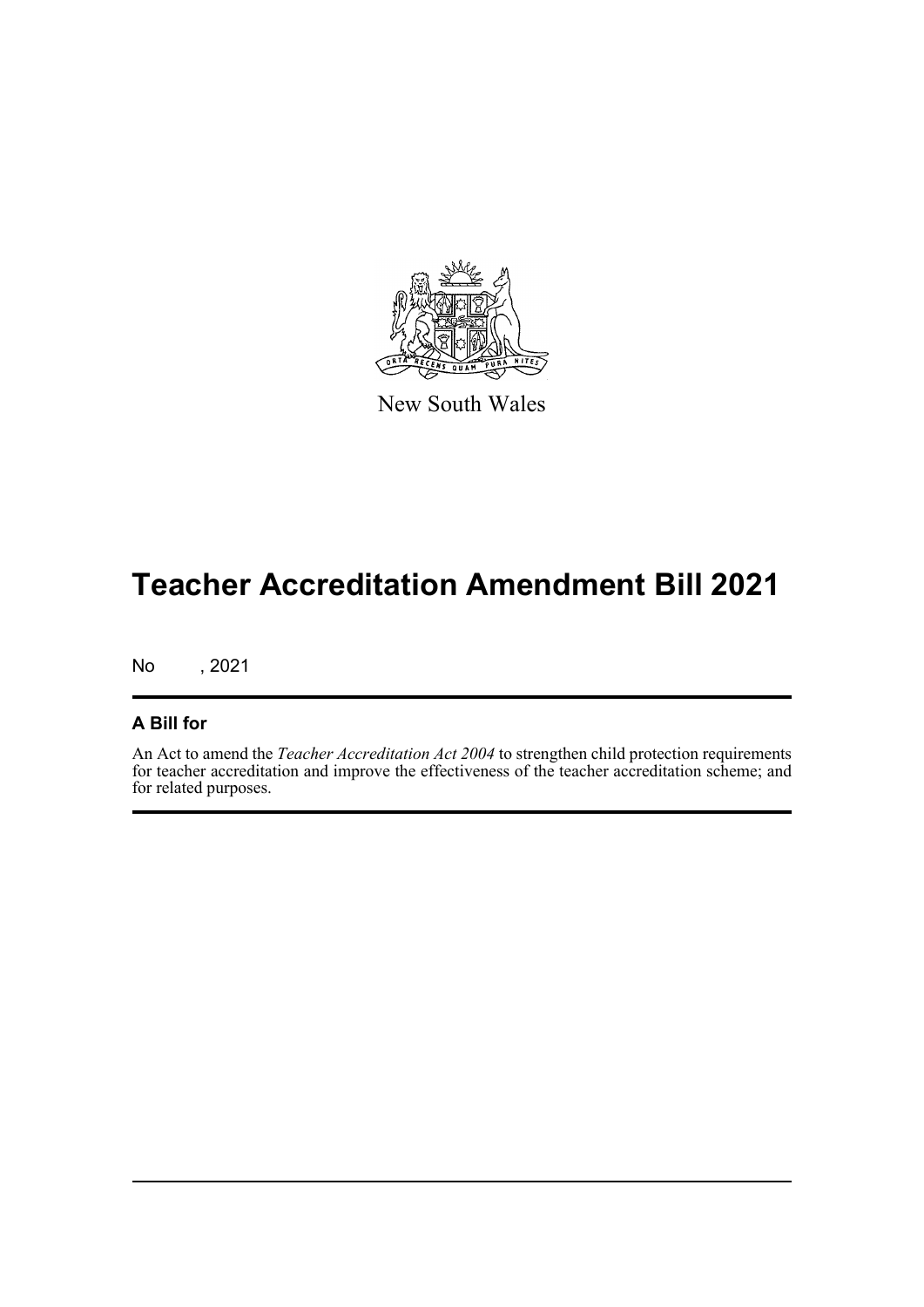New South Wales

# Teacher Accreditation Amendment Bill 2021

No , 2021

## A Bill for

An Act to amend the *Teacher Accreditation Act 2004* to strengthen child protection requirements for teacher accreditation and improve the effectiveness of the teacher accreditation scheme; and for related purposes.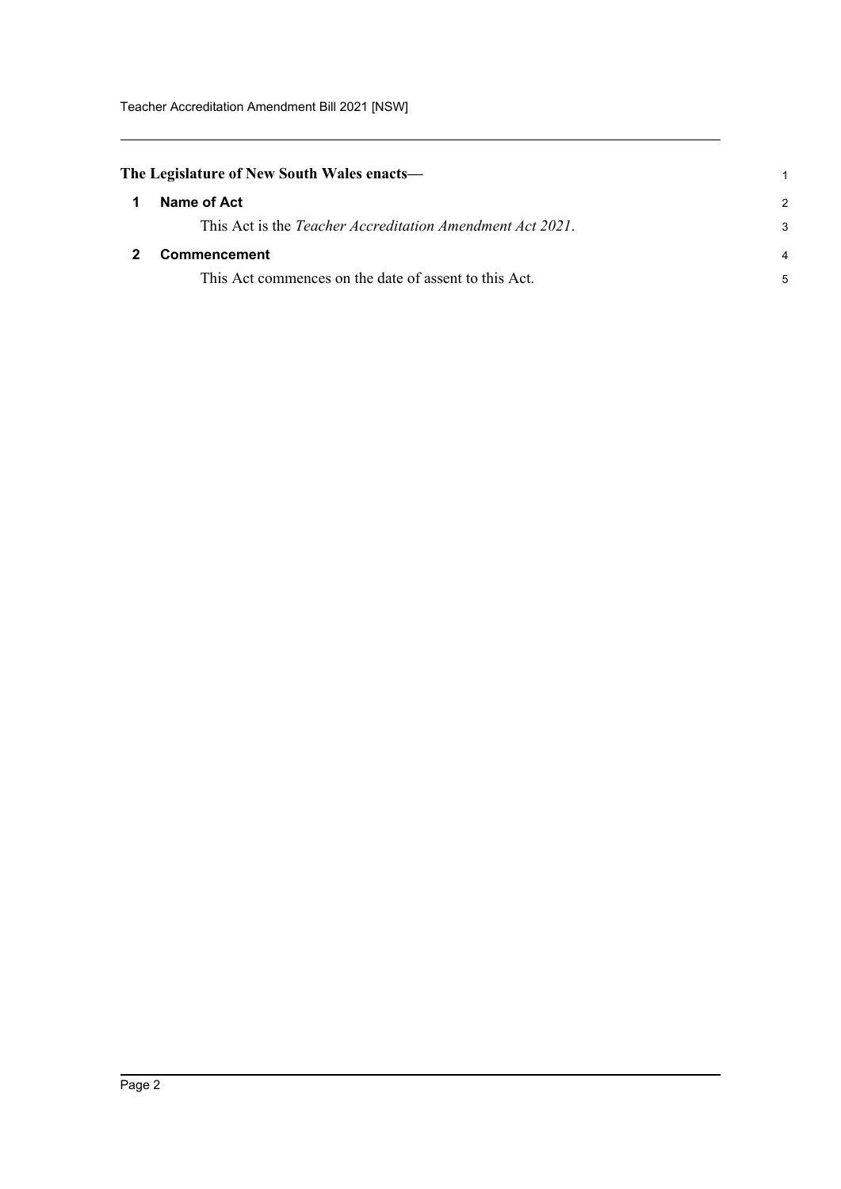**The Legislature of New South Wales enacts—**

## 1 Name of Act

This Act is the *Teacher Accreditation Amendment Act 2021*.

## 2 Commencement

This Act commences on the date of assent to this Act.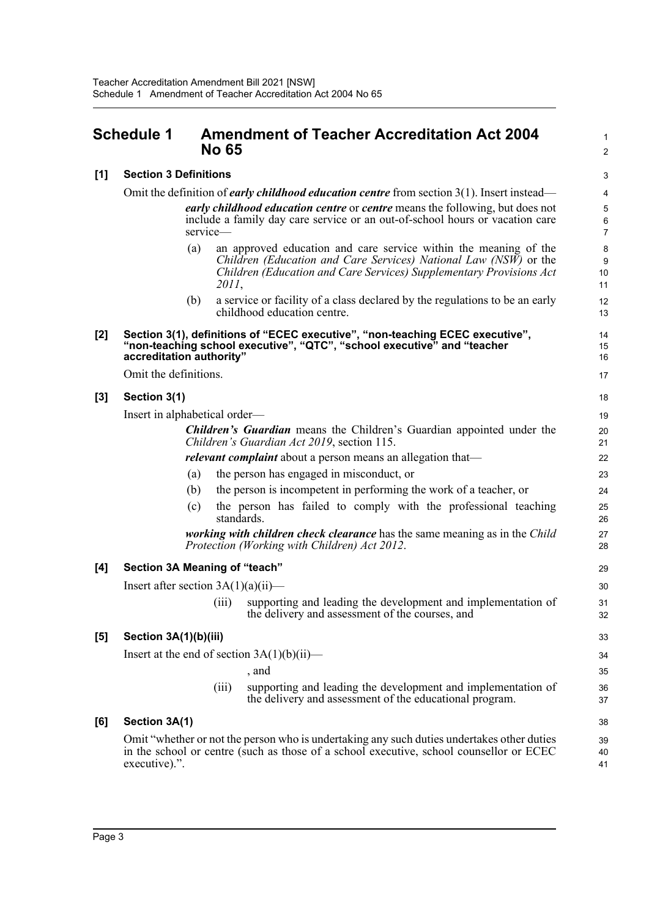# Schedule 1 Amendment of Teacher Accreditation Act 2004 No 65

**[1] Section 3 Definitions**

Omit the definition of ***early childhood education centre*** from section 3(1). Insert instead—

> ***early childhood education centre*** or ***centre*** means the following, but does not include a family day care service or an out-of-school hours or vacation care service—
>
> (a) an approved education and care service within the meaning of the *Children (Education and Care Services) National Law (NSW)* or the *Children (Education and Care Services) Supplementary Provisions Act 2011*,
>
> (b) a service or facility of a class declared by the regulations to be an early childhood education centre.

**[2] Section 3(1), definitions of "ECEC executive", "non-teaching ECEC executive", "non-teaching school executive", "QTC", "school executive" and "teacher accreditation authority"**

Omit the definitions.

**[3] Section 3(1)**

Insert in alphabetical order—

> ***Children's Guardian*** means the Children's Guardian appointed under the *Children's Guardian Act 2019*, section 115.
>
> ***relevant complaint*** about a person means an allegation that—
>
> (a) the person has engaged in misconduct, or
>
> (b) the person is incompetent in performing the work of a teacher, or
>
> (c) the person has failed to comply with the professional teaching standards.
>
> ***working with children check clearance*** has the same meaning as in the *Child Protection (Working with Children) Act 2012*.

**[4] Section 3A Meaning of "teach"**

Insert after section 3A(1)(a)(ii)—

> (iii) supporting and leading the development and implementation of the delivery and assessment of the courses, and

**[5] Section 3A(1)(b)(iii)**

Insert at the end of section 3A(1)(b)(ii)—

> , and
>
> (iii) supporting and leading the development and implementation of the delivery and assessment of the educational program.

**[6] Section 3A(1)**

Omit "whether or not the person who is undertaking any such duties undertakes other duties in the school or centre (such as those of a school executive, school counsellor or ECEC executive).".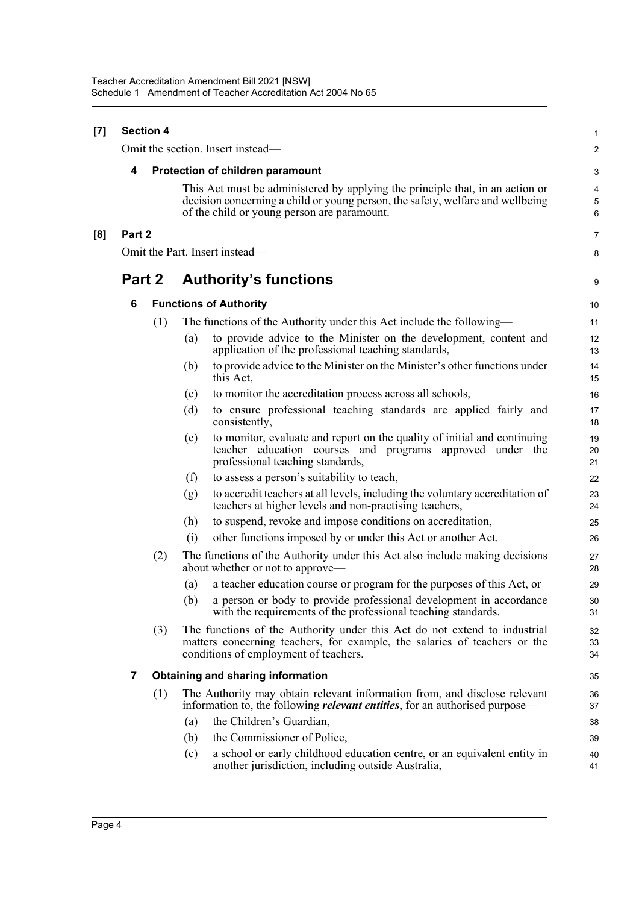**[7] Section 4**

Omit the section. Insert instead—

**4 Protection of children paramount**

This Act must be administered by applying the principle that, in an action or decision concerning a child or young person, the safety, welfare and wellbeing of the child or young person are paramount.

**[8] Part 2**

Omit the Part. Insert instead—

## Part 2 Authority's functions

**6 Functions of Authority**

(1) The functions of the Authority under this Act include the following—

(a) to provide advice to the Minister on the development, content and application of the professional teaching standards,

(b) to provide advice to the Minister on the Minister's other functions under this Act,

(c) to monitor the accreditation process across all schools,

(d) to ensure professional teaching standards are applied fairly and consistently,

(e) to monitor, evaluate and report on the quality of initial and continuing teacher education courses and programs approved under the professional teaching standards,

(f) to assess a person's suitability to teach,

(g) to accredit teachers at all levels, including the voluntary accreditation of teachers at higher levels and non-practising teachers,

(h) to suspend, revoke and impose conditions on accreditation,

(i) other functions imposed by or under this Act or another Act.

(2) The functions of the Authority under this Act also include making decisions about whether or not to approve—

(a) a teacher education course or program for the purposes of this Act, or

(b) a person or body to provide professional development in accordance with the requirements of the professional teaching standards.

(3) The functions of the Authority under this Act do not extend to industrial matters concerning teachers, for example, the salaries of teachers or the conditions of employment of teachers.

**7 Obtaining and sharing information**

(1) The Authority may obtain relevant information from, and disclose relevant information to, the following ***relevant entities***, for an authorised purpose—

(a) the Children's Guardian,

(b) the Commissioner of Police,

(c) a school or early childhood education centre, or an equivalent entity in another jurisdiction, including outside Australia,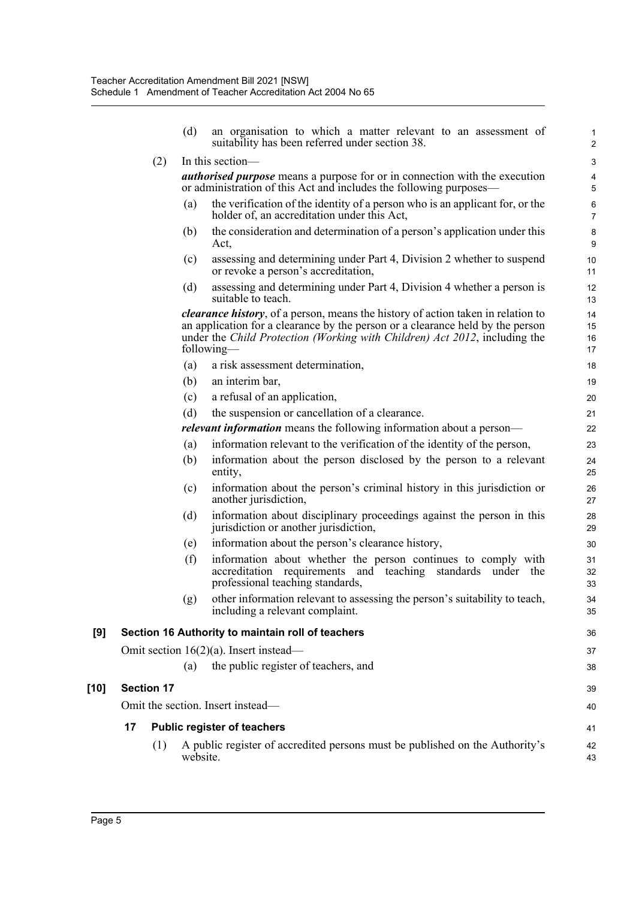(d) an organisation to which a matter relevant to an assessment of suitability has been referred under section 38.

(2) In this section—

***authorised purpose*** means a purpose for or in connection with the execution or administration of this Act and includes the following purposes—

(a) the verification of the identity of a person who is an applicant for, or the holder of, an accreditation under this Act,

(b) the consideration and determination of a person's application under this Act,

(c) assessing and determining under Part 4, Division 2 whether to suspend or revoke a person's accreditation,

(d) assessing and determining under Part 4, Division 4 whether a person is suitable to teach.

***clearance history***, of a person, means the history of action taken in relation to an application for a clearance by the person or a clearance held by the person under the *Child Protection (Working with Children) Act 2012*, including the following—

(a) a risk assessment determination,

(b) an interim bar,

(c) a refusal of an application,

(d) the suspension or cancellation of a clearance.

***relevant information*** means the following information about a person—

(a) information relevant to the verification of the identity of the person,

(b) information about the person disclosed by the person to a relevant entity,

(c) information about the person's criminal history in this jurisdiction or another jurisdiction,

(d) information about disciplinary proceedings against the person in this jurisdiction or another jurisdiction,

(e) information about the person's clearance history,

(f) information about whether the person continues to comply with accreditation requirements and teaching standards under the professional teaching standards,

(g) other information relevant to assessing the person's suitability to teach, including a relevant complaint.

**[9] Section 16 Authority to maintain roll of teachers**

Omit section 16(2)(a). Insert instead—

(a) the public register of teachers, and

**[10] Section 17**

Omit the section. Insert instead—

**17 Public register of teachers**

(1) A public register of accredited persons must be published on the Authority's website.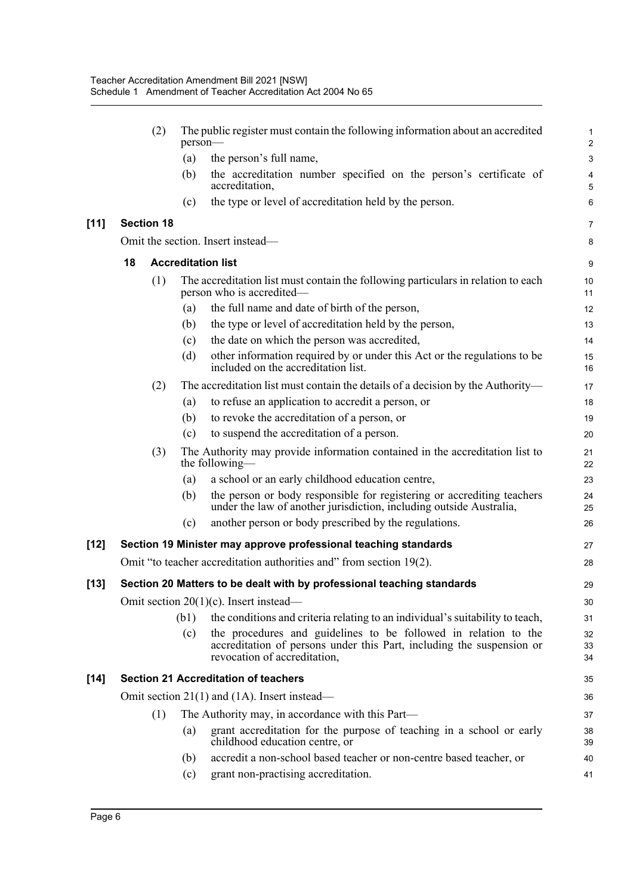(2) The public register must contain the following information about an accredited person—

(a) the person's full name,

(b) the accreditation number specified on the person's certificate of accreditation,

(c) the type or level of accreditation held by the person.

**[11] Section 18**

Omit the section. Insert instead—

**18 Accreditation list**

(1) The accreditation list must contain the following particulars in relation to each person who is accredited—

(a) the full name and date of birth of the person,

(b) the type or level of accreditation held by the person,

(c) the date on which the person was accredited,

(d) other information required by or under this Act or the regulations to be included on the accreditation list.

(2) The accreditation list must contain the details of a decision by the Authority—

(a) to refuse an application to accredit a person, or

(b) to revoke the accreditation of a person, or

(c) to suspend the accreditation of a person.

(3) The Authority may provide information contained in the accreditation list to the following—

(a) a school or an early childhood education centre,

(b) the person or body responsible for registering or accrediting teachers under the law of another jurisdiction, including outside Australia,

(c) another person or body prescribed by the regulations.

**[12] Section 19 Minister may approve professional teaching standards**

Omit "to teacher accreditation authorities and" from section 19(2).

**[13] Section 20 Matters to be dealt with by professional teaching standards**

Omit section 20(1)(c). Insert instead—

(b1) the conditions and criteria relating to an individual's suitability to teach,

(c) the procedures and guidelines to be followed in relation to the accreditation of persons under this Part, including the suspension or revocation of accreditation,

**[14] Section 21 Accreditation of teachers**

Omit section 21(1) and (1A). Insert instead—

(1) The Authority may, in accordance with this Part—

(a) grant accreditation for the purpose of teaching in a school or early childhood education centre, or

(b) accredit a non-school based teacher or non-centre based teacher, or

(c) grant non-practising accreditation.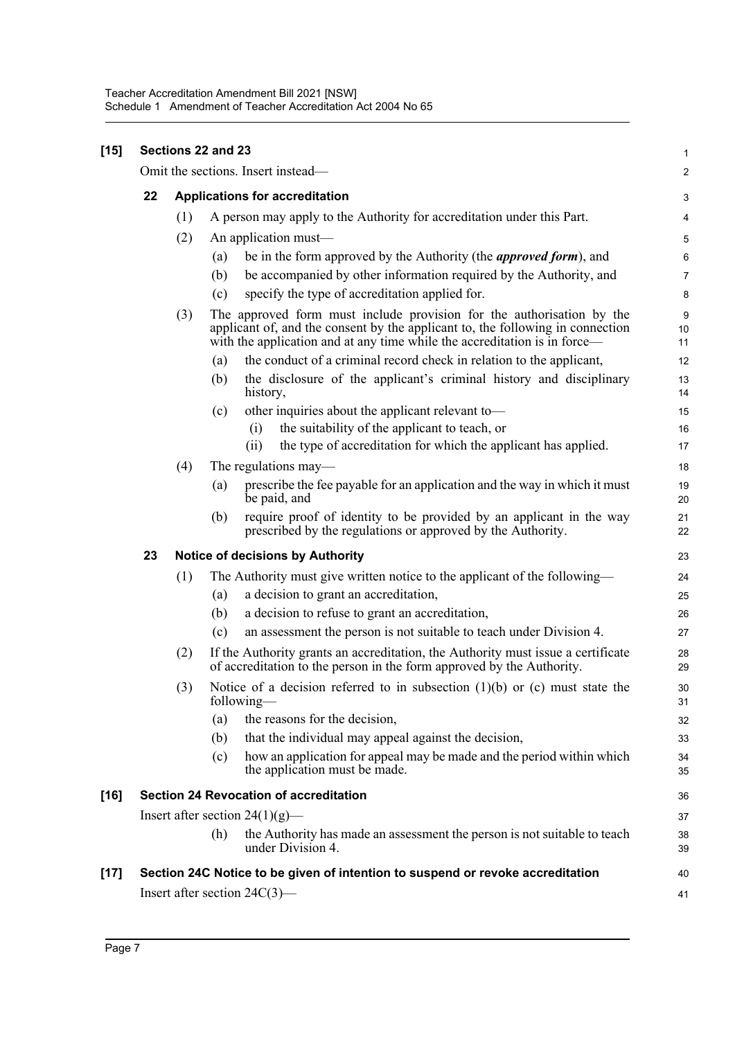**[15] Sections 22 and 23**

Omit the sections. Insert instead—

**22 Applications for accreditation**

(1) A person may apply to the Authority for accreditation under this Part.

(2) An application must—

(a) be in the form approved by the Authority (the ***approved form***), and

(b) be accompanied by other information required by the Authority, and

(c) specify the type of accreditation applied for.

(3) The approved form must include provision for the authorisation by the applicant of, and the consent by the applicant to, the following in connection with the application and at any time while the accreditation is in force—

(a) the conduct of a criminal record check in relation to the applicant,

(b) the disclosure of the applicant's criminal history and disciplinary history,

(c) other inquiries about the applicant relevant to—

(i) the suitability of the applicant to teach, or

(ii) the type of accreditation for which the applicant has applied.

(4) The regulations may—

(a) prescribe the fee payable for an application and the way in which it must be paid, and

(b) require proof of identity to be provided by an applicant in the way prescribed by the regulations or approved by the Authority.

**23 Notice of decisions by Authority**

(1) The Authority must give written notice to the applicant of the following—

(a) a decision to grant an accreditation,

(b) a decision to refuse to grant an accreditation,

(c) an assessment the person is not suitable to teach under Division 4.

(2) If the Authority grants an accreditation, the Authority must issue a certificate of accreditation to the person in the form approved by the Authority.

(3) Notice of a decision referred to in subsection (1)(b) or (c) must state the following—

(a) the reasons for the decision,

(b) that the individual may appeal against the decision,

(c) how an application for appeal may be made and the period within which the application must be made.

**[16] Section 24 Revocation of accreditation**

Insert after section 24(1)(g)—

(h) the Authority has made an assessment the person is not suitable to teach under Division 4.

**[17] Section 24C Notice to be given of intention to suspend or revoke accreditation**

Insert after section 24C(3)—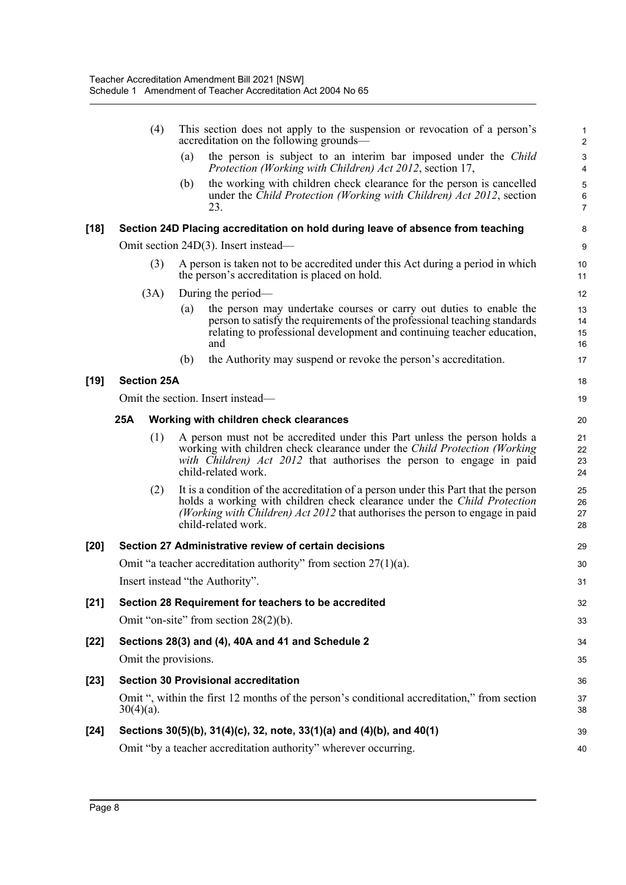(4) This section does not apply to the suspension or revocation of a person's accreditation on the following grounds—

(a) the person is subject to an interim bar imposed under the *Child Protection (Working with Children) Act 2012*, section 17,

(b) the working with children check clearance for the person is cancelled under the *Child Protection (Working with Children) Act 2012*, section 23.

**[18] Section 24D Placing accreditation on hold during leave of absence from teaching**

Omit section 24D(3). Insert instead—

(3) A person is taken not to be accredited under this Act during a period in which the person's accreditation is placed on hold.

(3A) During the period—

(a) the person may undertake courses or carry out duties to enable the person to satisfy the requirements of the professional teaching standards relating to professional development and continuing teacher education, and

(b) the Authority may suspend or revoke the person's accreditation.

**[19] Section 25A**

Omit the section. Insert instead—

**25A Working with children check clearances**

(1) A person must not be accredited under this Part unless the person holds a working with children check clearance under the *Child Protection (Working with Children) Act 2012* that authorises the person to engage in paid child-related work.

(2) It is a condition of the accreditation of a person under this Part that the person holds a working with children check clearance under the *Child Protection (Working with Children) Act 2012* that authorises the person to engage in paid child-related work.

**[20] Section 27 Administrative review of certain decisions**

Omit "a teacher accreditation authority" from section 27(1)(a).

Insert instead "the Authority".

**[21] Section 28 Requirement for teachers to be accredited**

Omit "on-site" from section 28(2)(b).

**[22] Sections 28(3) and (4), 40A and 41 and Schedule 2**

Omit the provisions.

**[23] Section 30 Provisional accreditation**

Omit ", within the first 12 months of the person's conditional accreditation," from section 30(4)(a).

**[24] Sections 30(5)(b), 31(4)(c), 32, note, 33(1)(a) and (4)(b), and 40(1)**

Omit "by a teacher accreditation authority" wherever occurring.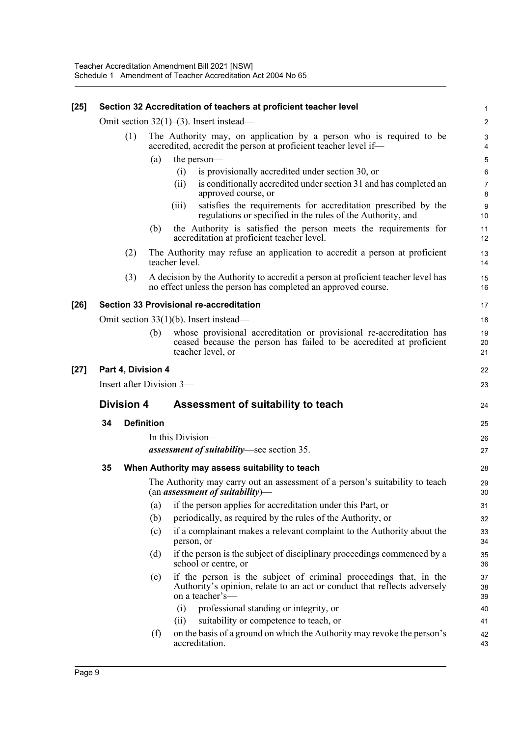**[25] Section 32 Accreditation of teachers at proficient teacher level**

Omit section 32(1)–(3). Insert instead—

(1) The Authority may, on application by a person who is required to be accredited, accredit the person at proficient teacher level if—

(a) the person—

(i) is provisionally accredited under section 30, or

(ii) is conditionally accredited under section 31 and has completed an approved course, or

(iii) satisfies the requirements for accreditation prescribed by the regulations or specified in the rules of the Authority, and

(b) the Authority is satisfied the person meets the requirements for accreditation at proficient teacher level.

(2) The Authority may refuse an application to accredit a person at proficient teacher level.

(3) A decision by the Authority to accredit a person at proficient teacher level has no effect unless the person has completed an approved course.

**[26] Section 33 Provisional re-accreditation**

Omit section 33(1)(b). Insert instead—

(b) whose provisional accreditation or provisional re-accreditation has ceased because the person has failed to be accredited at proficient teacher level, or

**[27] Part 4, Division 4**

Insert after Division 3—

## Division 4 Assessment of suitability to teach

### 34 Definition

In this Division—

***assessment of suitability***—see section 35.

### 35 When Authority may assess suitability to teach

The Authority may carry out an assessment of a person's suitability to teach (an ***assessment of suitability***)—

(a) if the person applies for accreditation under this Part, or

(b) periodically, as required by the rules of the Authority, or

(c) if a complainant makes a relevant complaint to the Authority about the person, or

(d) if the person is the subject of disciplinary proceedings commenced by a school or centre, or

(e) if the person is the subject of criminal proceedings that, in the Authority's opinion, relate to an act or conduct that reflects adversely on a teacher's—

(i) professional standing or integrity, or

(ii) suitability or competence to teach, or

(f) on the basis of a ground on which the Authority may revoke the person's accreditation.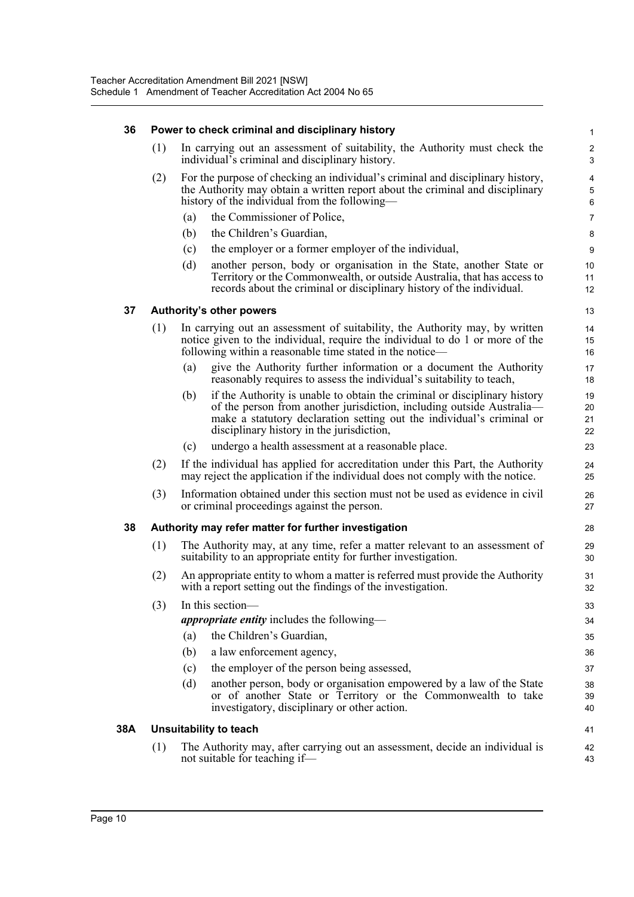### 36 Power to check criminal and disciplinary history

(1) In carrying out an assessment of suitability, the Authority must check the individual's criminal and disciplinary history.

(2) For the purpose of checking an individual's criminal and disciplinary history, the Authority may obtain a written report about the criminal and disciplinary history of the individual from the following—

(a) the Commissioner of Police,

(b) the Children's Guardian,

(c) the employer or a former employer of the individual,

(d) another person, body or organisation in the State, another State or Territory or the Commonwealth, or outside Australia, that has access to records about the criminal or disciplinary history of the individual.

### 37 Authority's other powers

(1) In carrying out an assessment of suitability, the Authority may, by written notice given to the individual, require the individual to do 1 or more of the following within a reasonable time stated in the notice—

(a) give the Authority further information or a document the Authority reasonably requires to assess the individual's suitability to teach,

(b) if the Authority is unable to obtain the criminal or disciplinary history of the person from another jurisdiction, including outside Australia—make a statutory declaration setting out the individual's criminal or disciplinary history in the jurisdiction,

(c) undergo a health assessment at a reasonable place.

(2) If the individual has applied for accreditation under this Part, the Authority may reject the application if the individual does not comply with the notice.

(3) Information obtained under this section must not be used as evidence in civil or criminal proceedings against the person.

### 38 Authority may refer matter for further investigation

(1) The Authority may, at any time, refer a matter relevant to an assessment of suitability to an appropriate entity for further investigation.

(2) An appropriate entity to whom a matter is referred must provide the Authority with a report setting out the findings of the investigation.

(3) In this section—

***appropriate entity*** includes the following—

(a) the Children's Guardian,

(b) a law enforcement agency,

(c) the employer of the person being assessed,

(d) another person, body or organisation empowered by a law of the State or of another State or Territory or the Commonwealth to take investigatory, disciplinary or other action.

### 38A Unsuitability to teach

(1) The Authority may, after carrying out an assessment, decide an individual is not suitable for teaching if—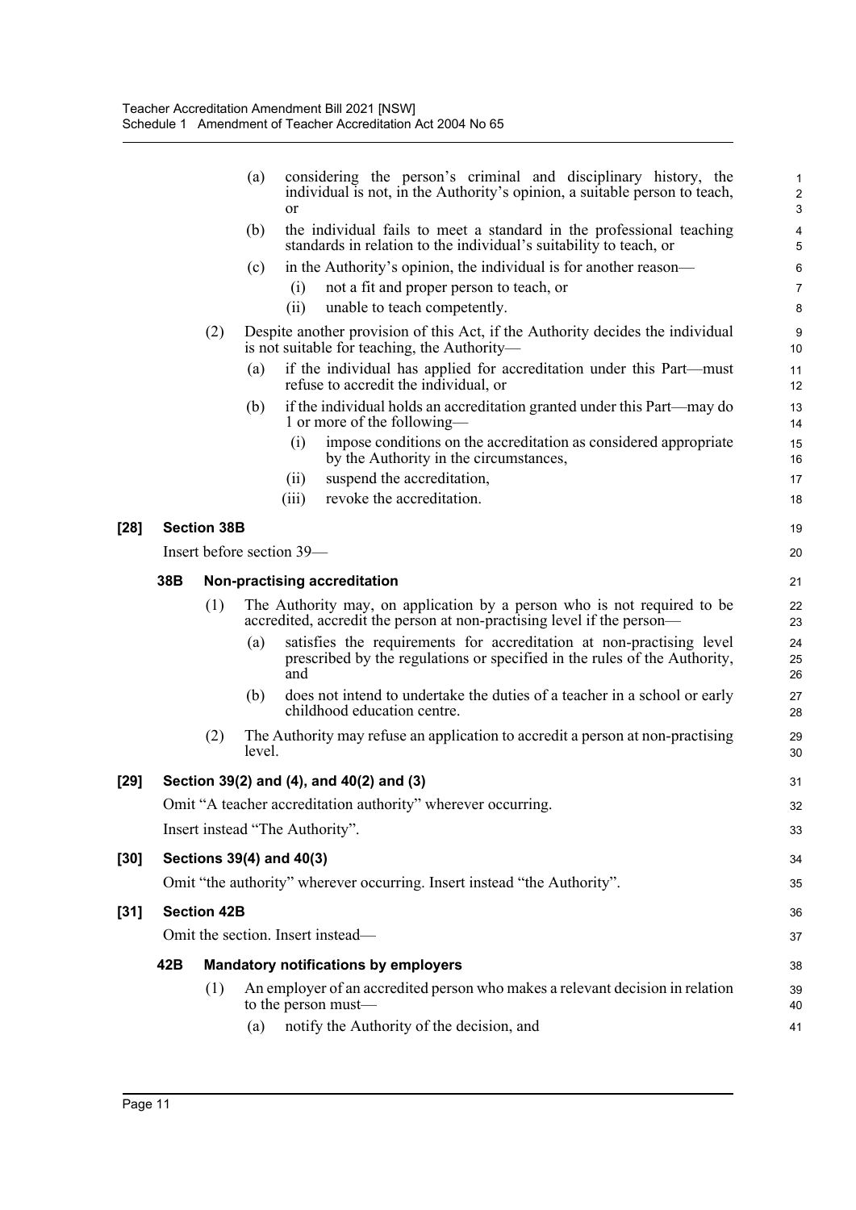(a) considering the person's criminal and disciplinary history, the individual is not, in the Authority's opinion, a suitable person to teach, or

(b) the individual fails to meet a standard in the professional teaching standards in relation to the individual's suitability to teach, or

(c) in the Authority's opinion, the individual is for another reason—

(i) not a fit and proper person to teach, or

(ii) unable to teach competently.

(2) Despite another provision of this Act, if the Authority decides the individual is not suitable for teaching, the Authority—

(a) if the individual has applied for accreditation under this Part—must refuse to accredit the individual, or

(b) if the individual holds an accreditation granted under this Part—may do 1 or more of the following—

(i) impose conditions on the accreditation as considered appropriate by the Authority in the circumstances,

(ii) suspend the accreditation,

(iii) revoke the accreditation.

**[28] Section 38B**

Insert before section 39—

**38B Non-practising accreditation**

(1) The Authority may, on application by a person who is not required to be accredited, accredit the person at non-practising level if the person—

(a) satisfies the requirements for accreditation at non-practising level prescribed by the regulations or specified in the rules of the Authority, and

(b) does not intend to undertake the duties of a teacher in a school or early childhood education centre.

(2) The Authority may refuse an application to accredit a person at non-practising level.

**[29] Section 39(2) and (4), and 40(2) and (3)**

Omit "A teacher accreditation authority" wherever occurring.

Insert instead "The Authority".

**[30] Sections 39(4) and 40(3)**

Omit "the authority" wherever occurring. Insert instead "the Authority".

**[31] Section 42B**

Omit the section. Insert instead—

**42B Mandatory notifications by employers**

(1) An employer of an accredited person who makes a relevant decision in relation to the person must—

(a) notify the Authority of the decision, and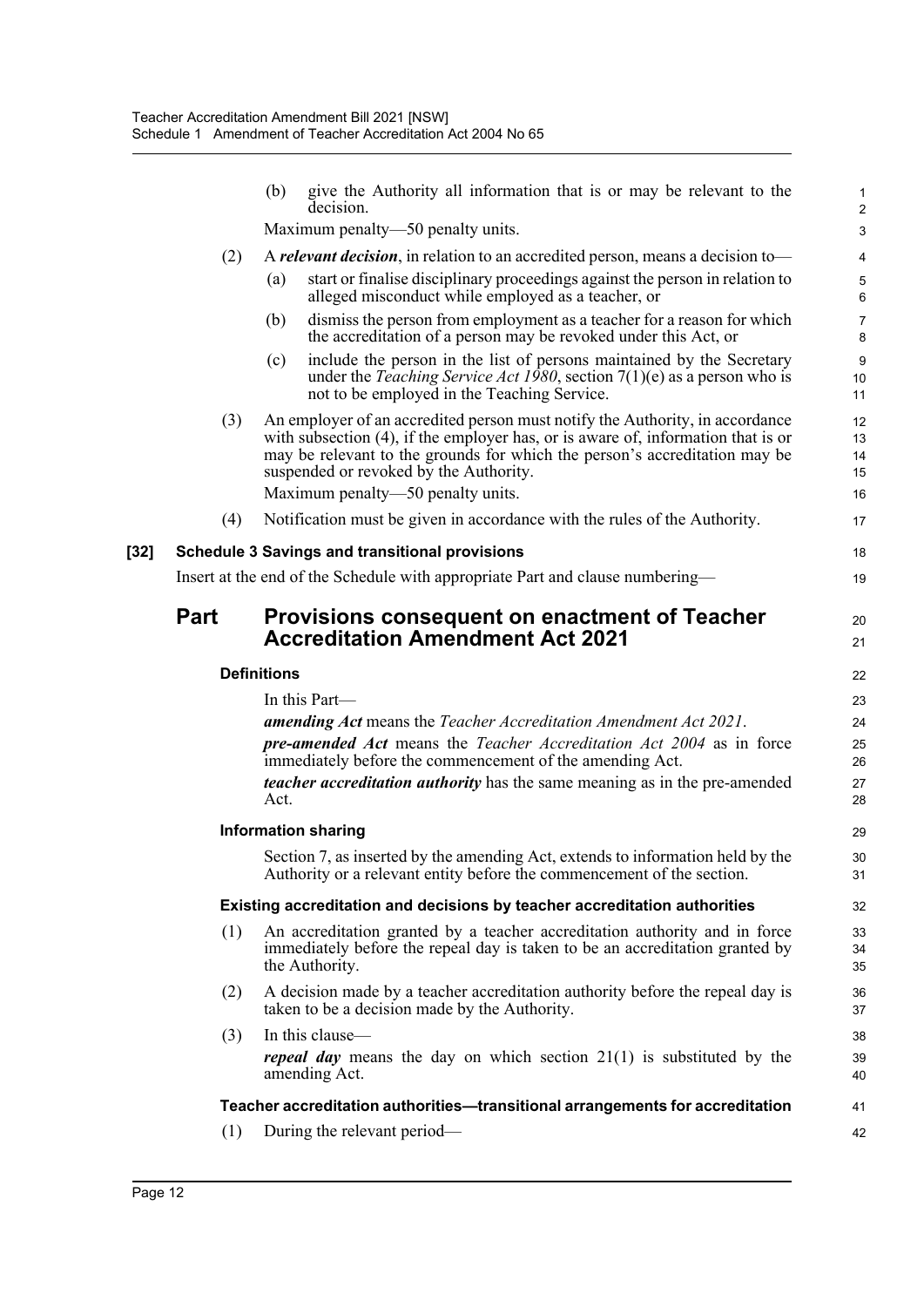(b) give the Authority all information that is or may be relevant to the decision.

Maximum penalty—50 penalty units.

(2) A ***relevant decision***, in relation to an accredited person, means a decision to—

(a) start or finalise disciplinary proceedings against the person in relation to alleged misconduct while employed as a teacher, or

(b) dismiss the person from employment as a teacher for a reason for which the accreditation of a person may be revoked under this Act, or

(c) include the person in the list of persons maintained by the Secretary under the *Teaching Service Act 1980*, section 7(1)(e) as a person who is not to be employed in the Teaching Service.

(3) An employer of an accredited person must notify the Authority, in accordance with subsection (4), if the employer has, or is aware of, information that is or may be relevant to the grounds for which the person's accreditation may be suspended or revoked by the Authority.

Maximum penalty—50 penalty units.

(4) Notification must be given in accordance with the rules of the Authority.

**[32] Schedule 3 Savings and transitional provisions**

Insert at the end of the Schedule with appropriate Part and clause numbering—

## Part Provisions consequent on enactment of Teacher Accreditation Amendment Act 2021

**Definitions**

In this Part—

***amending Act*** means the *Teacher Accreditation Amendment Act 2021*.

***pre-amended Act*** means the *Teacher Accreditation Act 2004* as in force immediately before the commencement of the amending Act.

***teacher accreditation authority*** has the same meaning as in the pre-amended Act.

**Information sharing**

Section 7, as inserted by the amending Act, extends to information held by the Authority or a relevant entity before the commencement of the section.

**Existing accreditation and decisions by teacher accreditation authorities**

(1) An accreditation granted by a teacher accreditation authority and in force immediately before the repeal day is taken to be an accreditation granted by the Authority.

(2) A decision made by a teacher accreditation authority before the repeal day is taken to be a decision made by the Authority.

(3) In this clause—

***repeal day*** means the day on which section 21(1) is substituted by the amending Act.

**Teacher accreditation authorities—transitional arrangements for accreditation**

(1) During the relevant period—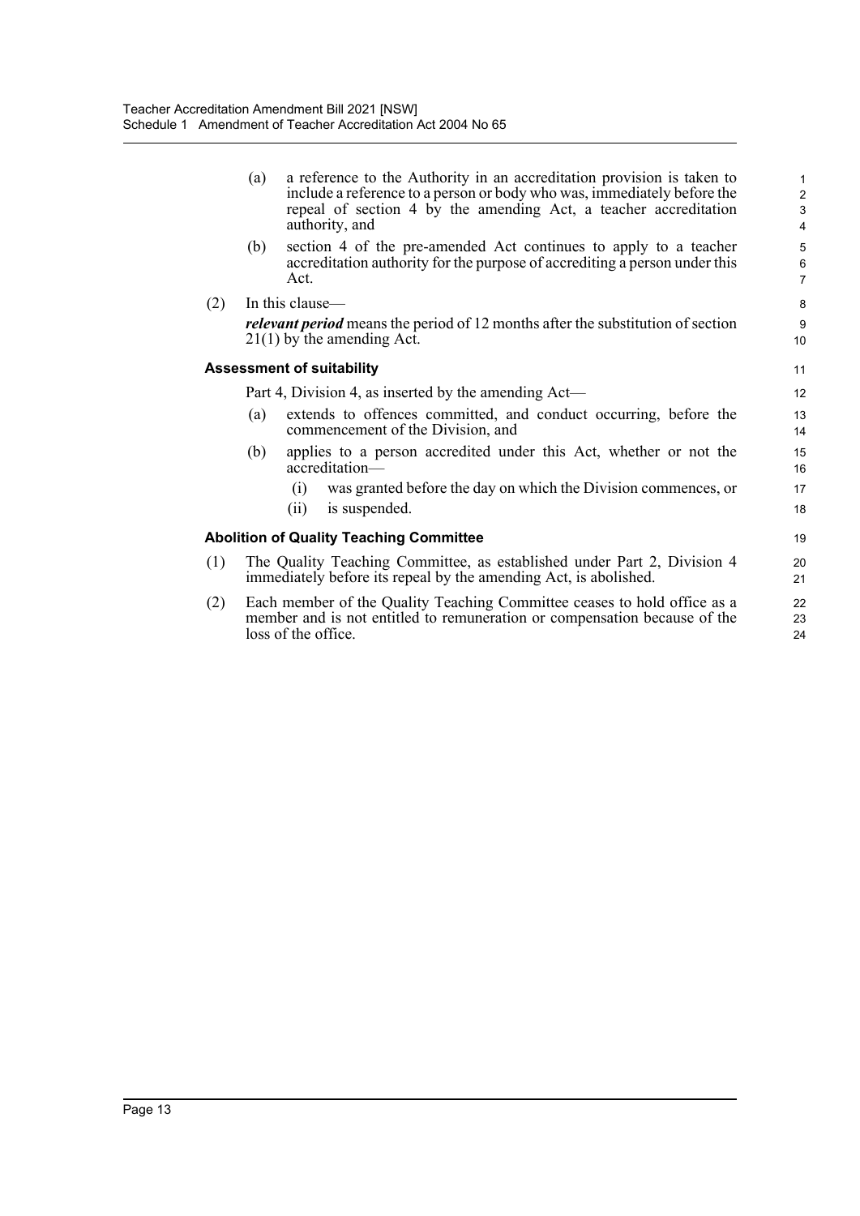(a) a reference to the Authority in an accreditation provision is taken to include a reference to a person or body who was, immediately before the repeal of section 4 by the amending Act, a teacher accreditation authority, and

(b) section 4 of the pre-amended Act continues to apply to a teacher accreditation authority for the purpose of accrediting a person under this Act.

(2) In this clause—

***relevant period*** means the period of 12 months after the substitution of section 21(1) by the amending Act.

**Assessment of suitability**

Part 4, Division 4, as inserted by the amending Act—

(a) extends to offences committed, and conduct occurring, before the commencement of the Division, and

(b) applies to a person accredited under this Act, whether or not the accreditation—

(i) was granted before the day on which the Division commences, or

(ii) is suspended.

**Abolition of Quality Teaching Committee**

(1) The Quality Teaching Committee, as established under Part 2, Division 4 immediately before its repeal by the amending Act, is abolished.

(2) Each member of the Quality Teaching Committee ceases to hold office as a member and is not entitled to remuneration or compensation because of the loss of the office.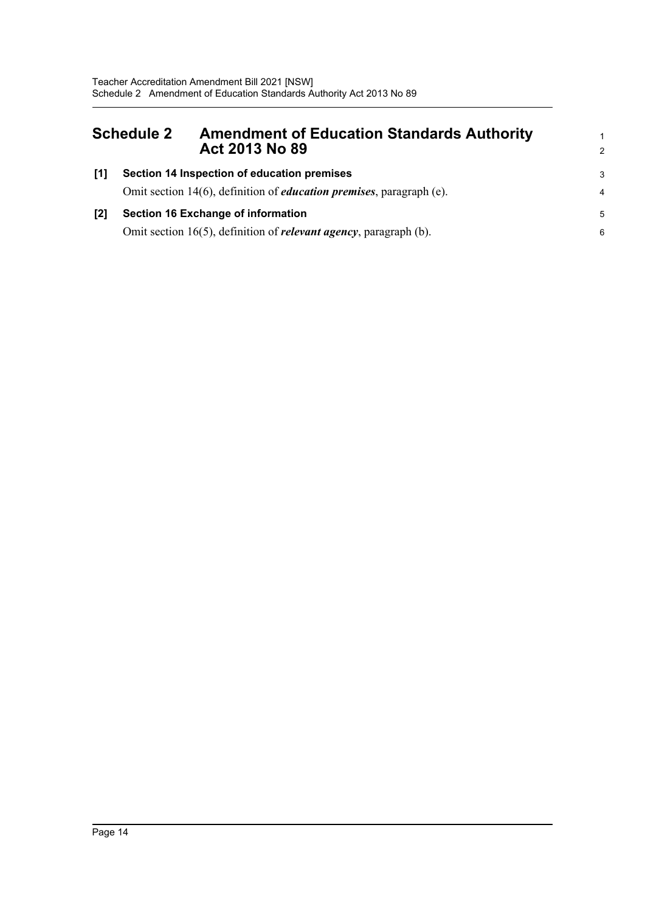# Schedule 2 Amendment of Education Standards Authority Act 2013 No 89

**[1] Section 14 Inspection of education premises**

Omit section 14(6), definition of ***education premises***, paragraph (e).

**[2] Section 16 Exchange of information**

Omit section 16(5), definition of ***relevant agency***, paragraph (b).